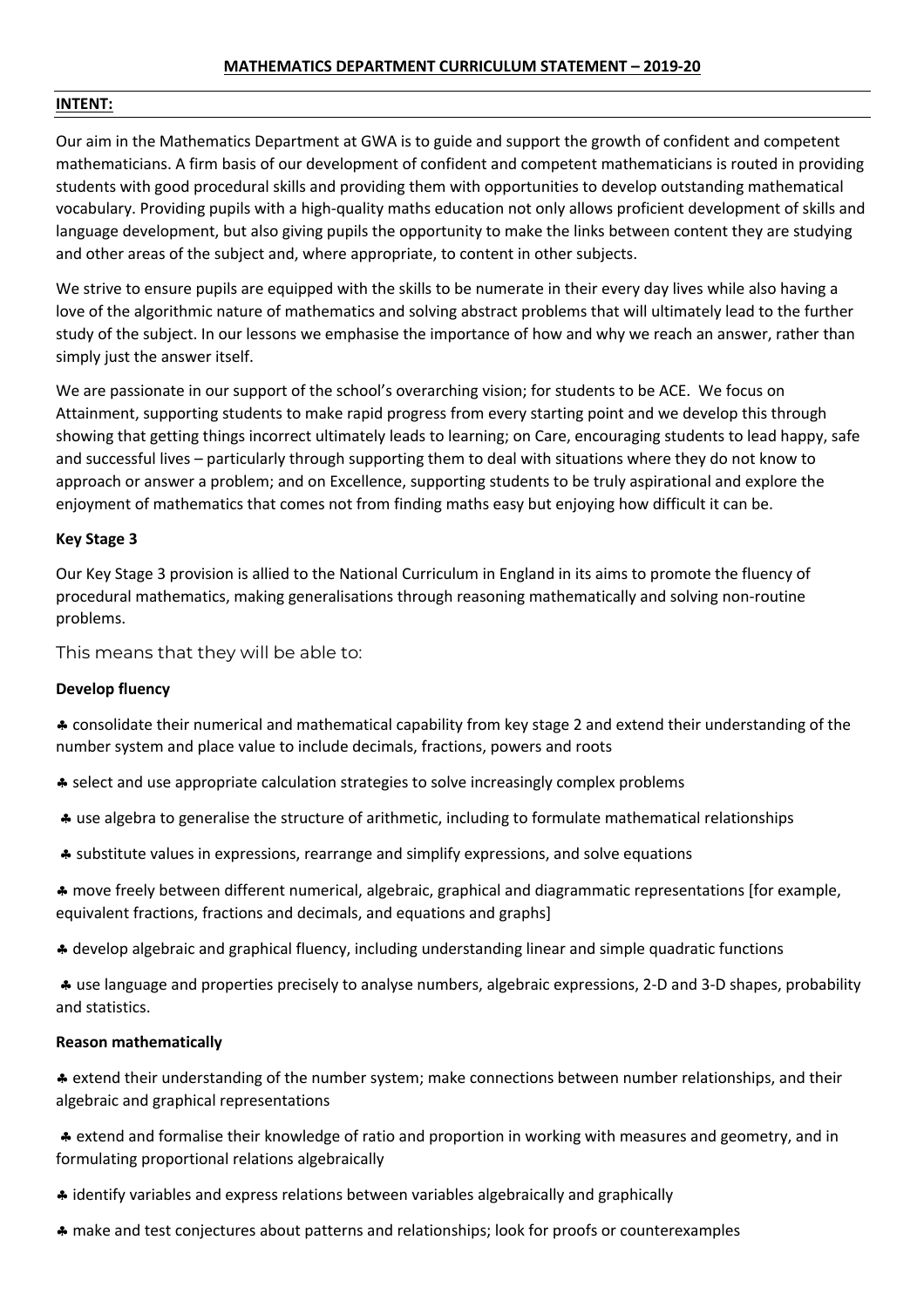# MATHEMATICS DEPARTMENT CURRICULUM STATEMENT – 2019-20

## INTENT:

Our aim in the Mathematics Department at GWA is to guide and support the growth of confident and competent mathematicians. A firm basis of our development of confident and competent mathematicians is routed in providing students with good procedural skills and providing them with opportunities to develop outstanding mathematical vocabulary. Providing pupils with a high-quality maths education not only allows proficient development of skills and language development, but also giving pupils the opportunity to make the links between content they are studying and other areas of the subject and, where appropriate, to content in other subjects.

We strive to ensure pupils are equipped with the skills to be numerate in their every day lives while also having a love of the algorithmic nature of mathematics and solving abstract problems that will ultimately lead to the further study of the subject. In our lessons we emphasise the importance of how and why we reach an answer, rather than simply just the answer itself.

We are passionate in our support of the school's overarching vision; for students to be ACE. We focus on Attainment, supporting students to make rapid progress from every starting point and we develop this through showing that getting things incorrect ultimately leads to learning; on Care, encouraging students to lead happy, safe and successful lives – particularly through supporting them to deal with situations where they do not know to approach or answer a problem; and on Excellence, supporting students to be truly aspirational and explore the enjoyment of mathematics that comes not from finding maths easy but enjoying how difficult it can be.

### Key Stage 3

Our Key Stage 3 provision is allied to the National Curriculum in England in its aims to promote the fluency of procedural mathematics, making generalisations through reasoning mathematically and solving non-routine problems.

This means that they will be able to:

**Develop fluency**

- consolidate their numerical and mathematical capability from key stage 2 and extend their understanding of the number system and place value to include decimals, fractions, powers and roots
- select and use appropriate calculation strategies to solve increasingly complex problems
- use algebra to generalise the structure of arithmetic, including to formulate mathematical relationships
- substitute values in expressions, rearrange and simplify expressions, and solve equations
- move freely between different numerical, algebraic, graphical and diagrammatic representations [for example, equivalent fractions, fractions and decimals, and equations and graphs]
- develop algebraic and graphical fluency, including understanding linear and simple quadratic functions
- use language and properties precisely to analyse numbers, algebraic expressions, 2-D and 3-D shapes, probability and statistics.

**Reason mathematically**

- extend their understanding of the number system; make connections between number relationships, and their algebraic and graphical representations
- extend and formalise their knowledge of ratio and proportion in working with measures and geometry, and in formulating proportional relations algebraically
- identify variables and express relations between variables algebraically and graphically
- make and test conjectures about patterns and relationships; look for proofs or counterexamples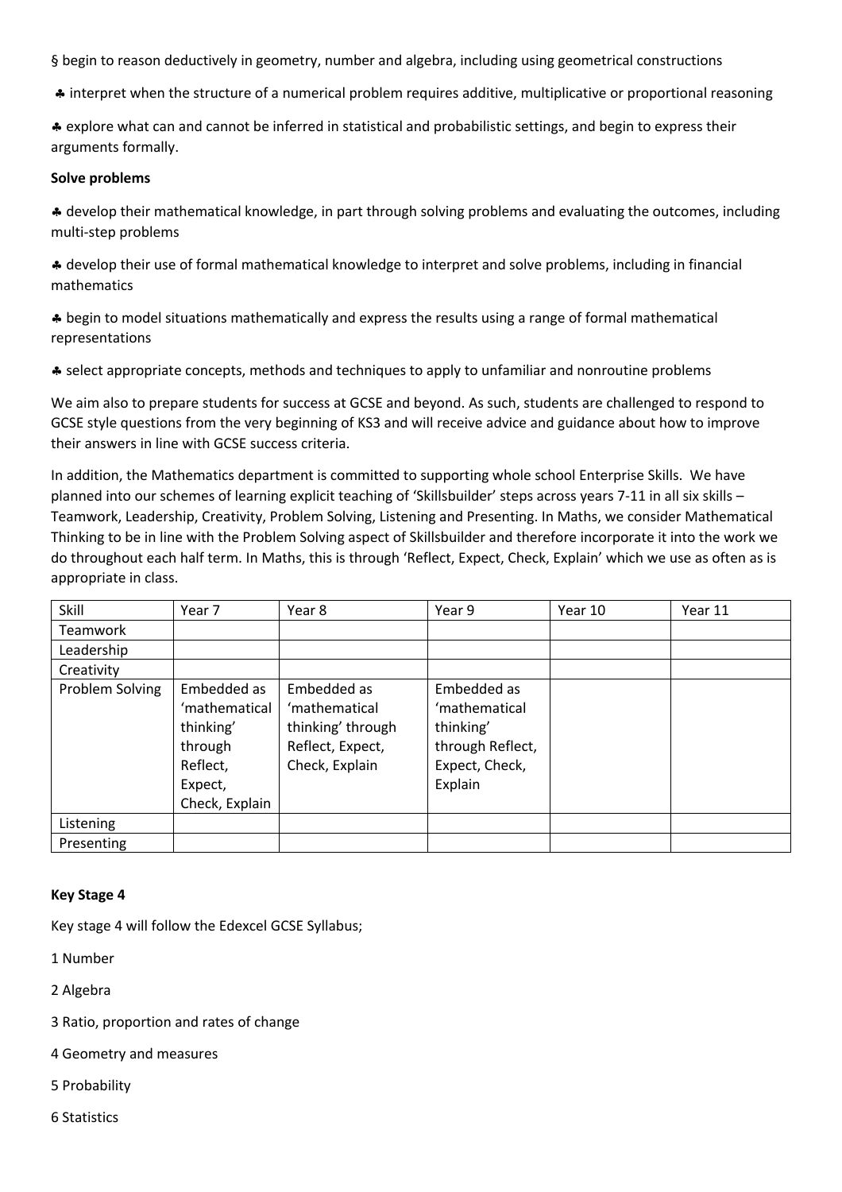§ begin to reason deductively in geometry, number and algebra, including using geometrical constructions

♣ interpret when the structure of a numerical problem requires additive, multiplicative or proportional reasoning

♣ explore what can and cannot be inferred in statistical and probabilistic settings, and begin to express their arguments formally.

**Solve problems**

♣ develop their mathematical knowledge, in part through solving problems and evaluating the outcomes, including multi-step problems

♣ develop their use of formal mathematical knowledge to interpret and solve problems, including in financial mathematics

♣ begin to model situations mathematically and express the results using a range of formal mathematical representations

♣ select appropriate concepts, methods and techniques to apply to unfamiliar and nonroutine problems

We aim also to prepare students for success at GCSE and beyond. As such, students are challenged to respond to GCSE style questions from the very beginning of KS3 and will receive advice and guidance about how to improve their answers in line with GCSE success criteria.

In addition, the Mathematics department is committed to supporting whole school Enterprise Skills. We have planned into our schemes of learning explicit teaching of 'Skillsbuilder' steps across years 7-11 in all six skills – Teamwork, Leadership, Creativity, Problem Solving, Listening and Presenting. In Maths, we consider Mathematical Thinking to be in line with the Problem Solving aspect of Skillsbuilder and therefore incorporate it into the work we do throughout each half term. In Maths, this is through 'Reflect, Expect, Check, Explain' which we use as often as is appropriate in class.

| Skill | Year 7 | Year 8 | Year 9 | Year 10 | Year 11 |
|---|---|---|---|---|---|
| Teamwork | | | | | |
| Leadership | | | | | |
| Creativity | | | | | |
| Problem Solving | Embedded as 'mathematical thinking' through Reflect, Expect, Check, Explain | Embedded as 'mathematical thinking' through Reflect, Expect, Check, Explain | Embedded as 'mathematical thinking' through Reflect, Expect, Check, Explain | | |
| Listening | | | | | |
| Presenting | | | | | |

**Key Stage 4**

Key stage 4 will follow the Edexcel GCSE Syllabus;

1 Number

2 Algebra

3 Ratio, proportion and rates of change

4 Geometry and measures

5 Probability

6 Statistics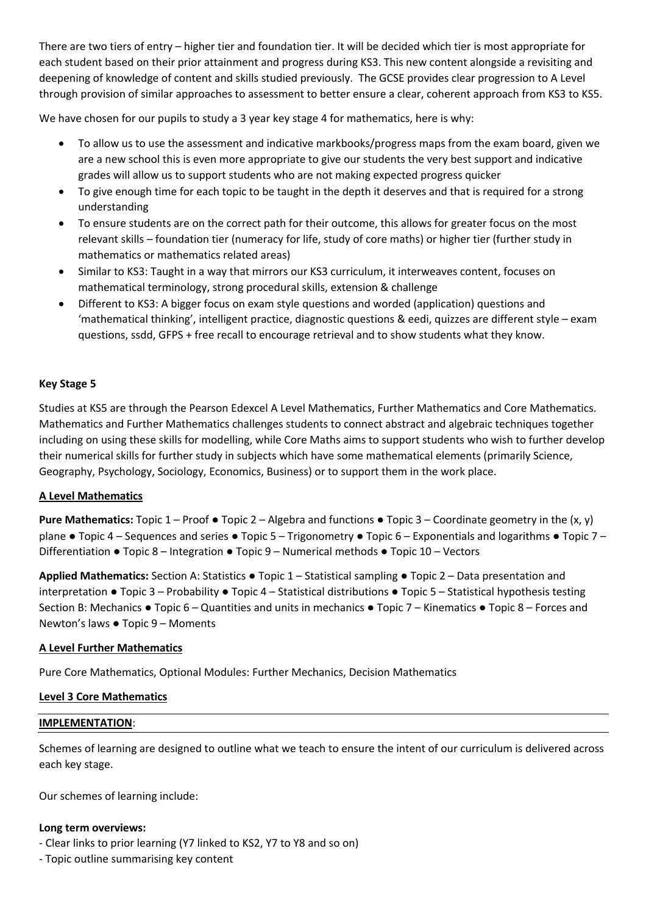There are two tiers of entry – higher tier and foundation tier. It will be decided which tier is most appropriate for each student based on their prior attainment and progress during KS3. This new content alongside a revisiting and deepening of knowledge of content and skills studied previously. The GCSE provides clear progression to A Level through provision of similar approaches to assessment to better ensure a clear, coherent approach from KS3 to KS5.

We have chosen for our pupils to study a 3 year key stage 4 for mathematics, here is why:

- To allow us to use the assessment and indicative markbooks/progress maps from the exam board, given we are a new school this is even more appropriate to give our students the very best support and indicative grades will allow us to support students who are not making expected progress quicker
- To give enough time for each topic to be taught in the depth it deserves and that is required for a strong understanding
- To ensure students are on the correct path for their outcome, this allows for greater focus on the most relevant skills – foundation tier (numeracy for life, study of core maths) or higher tier (further study in mathematics or mathematics related areas)
- Similar to KS3: Taught in a way that mirrors our KS3 curriculum, it interweaves content, focuses on mathematical terminology, strong procedural skills, extension & challenge
- Different to KS3: A bigger focus on exam style questions and worded (application) questions and 'mathematical thinking', intelligent practice, diagnostic questions & eedi, quizzes are different style – exam questions, ssdd, GFPS + free recall to encourage retrieval and to show students what they know.

**Key Stage 5**

Studies at KS5 are through the Pearson Edexcel A Level Mathematics, Further Mathematics and Core Mathematics. Mathematics and Further Mathematics challenges students to connect abstract and algebraic techniques together including on using these skills for modelling, while Core Maths aims to support students who wish to further develop their numerical skills for further study in subjects which have some mathematical elements (primarily Science, Geography, Psychology, Sociology, Economics, Business) or to support them in the work place.

**A Level Mathematics**

**Pure Mathematics:** Topic 1 – Proof ● Topic 2 – Algebra and functions ● Topic 3 – Coordinate geometry in the (x, y) plane ● Topic 4 – Sequences and series ● Topic 5 – Trigonometry ● Topic 6 – Exponentials and logarithms ● Topic 7 – Differentiation ● Topic 8 – Integration ● Topic 9 – Numerical methods ● Topic 10 – Vectors

**Applied Mathematics:** Section A: Statistics ● Topic 1 – Statistical sampling ● Topic 2 – Data presentation and interpretation ● Topic 3 – Probability ● Topic 4 – Statistical distributions ● Topic 5 – Statistical hypothesis testing Section B: Mechanics ● Topic 6 – Quantities and units in mechanics ● Topic 7 – Kinematics ● Topic 8 – Forces and Newton's laws ● Topic 9 – Moments

**A Level Further Mathematics**

Pure Core Mathematics, Optional Modules: Further Mechanics, Decision Mathematics

**Level 3 Core Mathematics**

**IMPLEMENTATION**:

Schemes of learning are designed to outline what we teach to ensure the intent of our curriculum is delivered across each key stage.

Our schemes of learning include:

**Long term overviews:**

- Clear links to prior learning (Y7 linked to KS2, Y7 to Y8 and so on)
- Topic outline summarising key content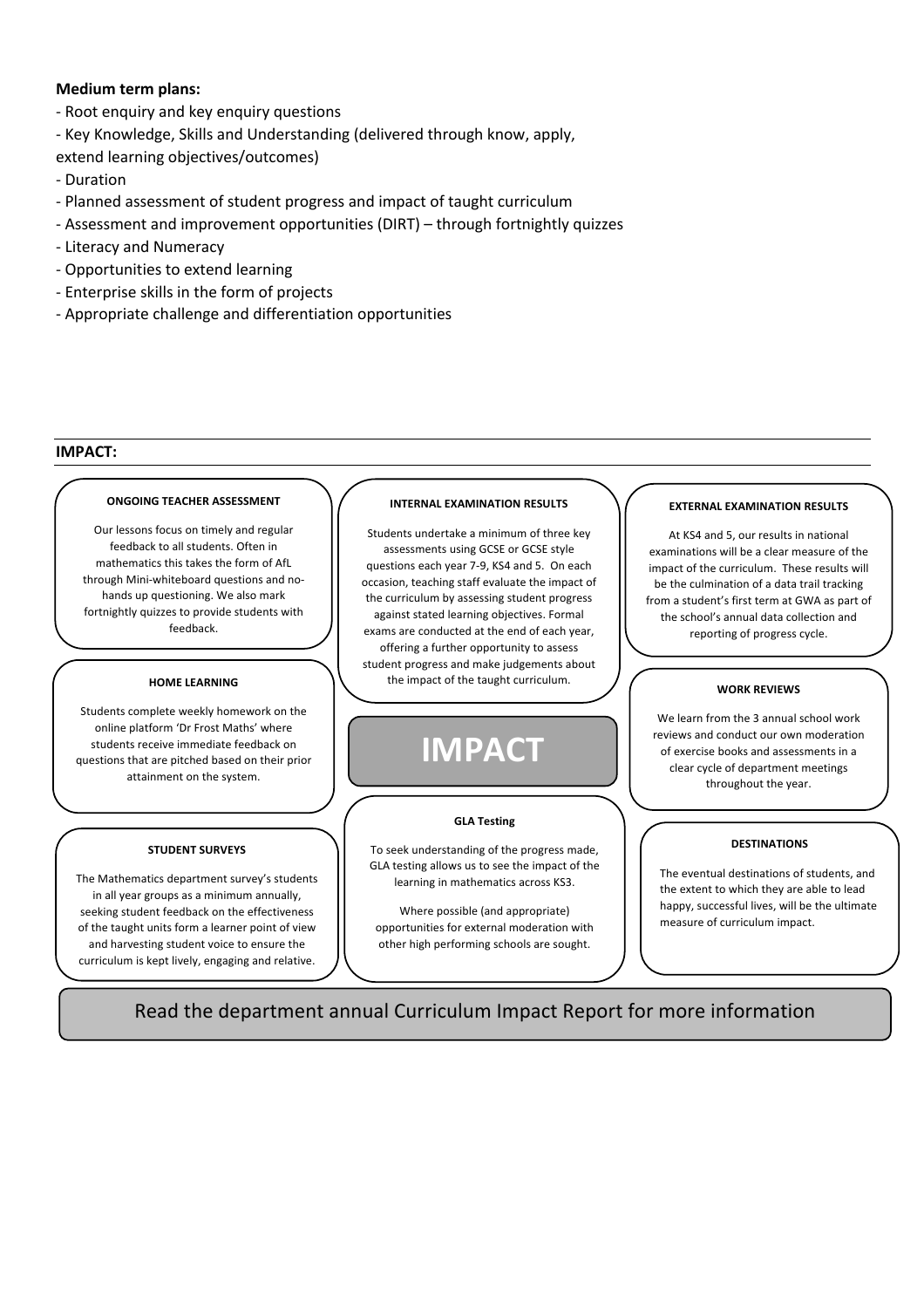**Medium term plans:**

- Root enquiry and key enquiry questions
- Key Knowledge, Skills and Understanding (delivered through know, apply, extend learning objectives/outcomes)
- Duration
- Planned assessment of student progress and impact of taught curriculum
- Assessment and improvement opportunities (DIRT) – through fortnightly quizzes
- Literacy and Numeracy
- Opportunities to extend learning
- Enterprise skills in the form of projects
- Appropriate challenge and differentiation opportunities

## IMPACT:

# IMPACT

**ONGOING TEACHER ASSESSMENT**

Our lessons focus on timely and regular feedback to all students. Often in mathematics this takes the form of AfL through Mini-whiteboard questions and no-hands up questioning. We also mark fortnightly quizzes to provide students with feedback.

**HOME LEARNING**

Students complete weekly homework on the online platform 'Dr Frost Maths' where students receive immediate feedback on questions that are pitched based on their prior attainment on the system.

**STUDENT SURVEYS**

The Mathematics department survey's students in all year groups as a minimum annually, seeking student feedback on the effectiveness of the taught units form a learner point of view and harvesting student voice to ensure the curriculum is kept lively, engaging and relative.

**INTERNAL EXAMINATION RESULTS**

Students undertake a minimum of three key assessments using GCSE or GCSE style questions each year 7-9, KS4 and 5. On each occasion, teaching staff evaluate the impact of the curriculum by assessing student progress against stated learning objectives. Formal exams are conducted at the end of each year, offering a further opportunity to assess student progress and make judgements about the impact of the taught curriculum.

**GLA Testing**

To seek understanding of the progress made, GLA testing allows us to see the impact of the learning in mathematics across KS3.

Where possible (and appropriate) opportunities for external moderation with other high performing schools are sought.

**EXTERNAL EXAMINATION RESULTS**

At KS4 and 5, our results in national examinations will be a clear measure of the impact of the curriculum. These results will be the culmination of a data trail tracking from a student's first term at GWA as part of the school's annual data collection and reporting of progress cycle.

**WORK REVIEWS**

We learn from the 3 annual school work reviews and conduct our own moderation of exercise books and assessments in a clear cycle of department meetings throughout the year.

**DESTINATIONS**

The eventual destinations of students, and the extent to which they are able to lead happy, successful lives, will be the ultimate measure of curriculum impact.

Read the department annual Curriculum Impact Report for more information